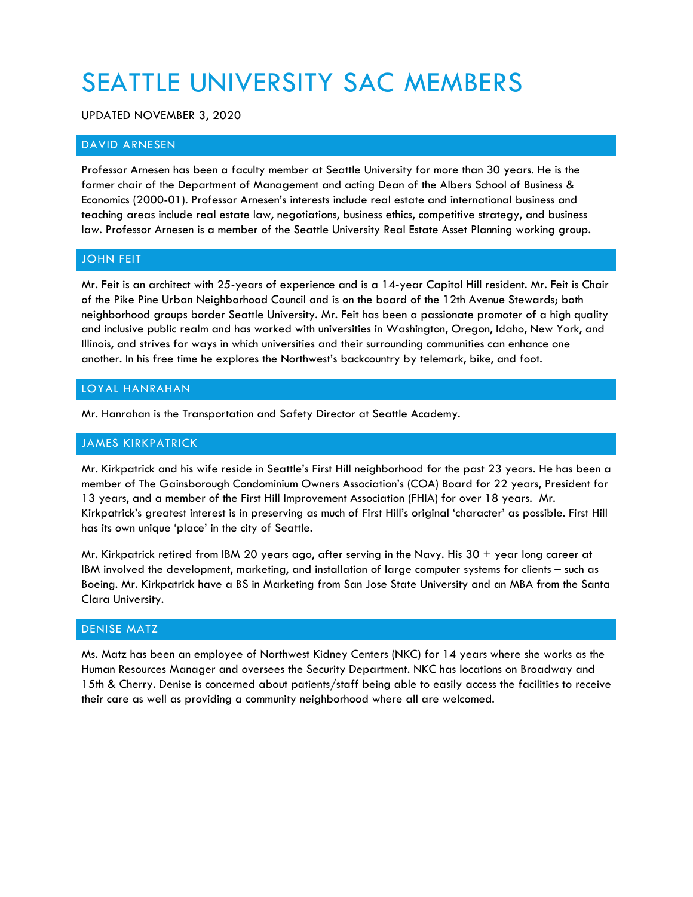# SEATTLE UNIVERSITY SAC MEMBERS

UPDATED NOVEMBER 3, 2020

## DAVID ARNESEN

Professor Arnesen has been a faculty member at Seattle University for more than 30 years. He is the former chair of the Department of Management and acting Dean of the Albers School of Business & Economics (2000-01). Professor Arnesen's interests include real estate and international business and teaching areas include real estate law, negotiations, business ethics, competitive strategy, and business law. Professor Arnesen is a member of the Seattle University Real Estate Asset Planning working group.

## JOHN FEIT

Mr. Feit is an architect with 25-years of experience and is a 14-year Capitol Hill resident. Mr. Feit is Chair of the Pike Pine Urban Neighborhood Council and is on the board of the 12th Avenue Stewards; both neighborhood groups border Seattle University. Mr. Feit has been a passionate promoter of a high quality and inclusive public realm and has worked with universities in Washington, Oregon, Idaho, New York, and Illinois, and strives for ways in which universities and their surrounding communities can enhance one another. In his free time he explores the Northwest's backcountry by telemark, bike, and foot.

## LOYAL HANRAHAN

Mr. Hanrahan is the Transportation and Safety Director at Seattle Academy.

## JAMES KIRKPATRICK

Mr. Kirkpatrick and his wife reside in Seattle's First Hill neighborhood for the past 23 years. He has been a member of The Gainsborough Condominium Owners Association's (COA) Board for 22 years, President for 13 years, and a member of the First Hill Improvement Association (FHIA) for over 18 years. Mr. Kirkpatrick's greatest interest is in preserving as much of First Hill's original 'character' as possible. First Hill has its own unique 'place' in the city of Seattle.

Mr. Kirkpatrick retired from IBM 20 years ago, after serving in the Navy. His 30 + year long career at IBM involved the development, marketing, and installation of large computer systems for clients – such as Boeing. Mr. Kirkpatrick have a BS in Marketing from San Jose State University and an MBA from the Santa Clara University.

## DENISE MATZ

Ms. Matz has been an employee of Northwest Kidney Centers (NKC) for 14 years where she works as the Human Resources Manager and oversees the Security Department. NKC has locations on Broadway and 15th & Cherry. Denise is concerned about patients/staff being able to easily access the facilities to receive their care as well as providing a community neighborhood where all are welcomed.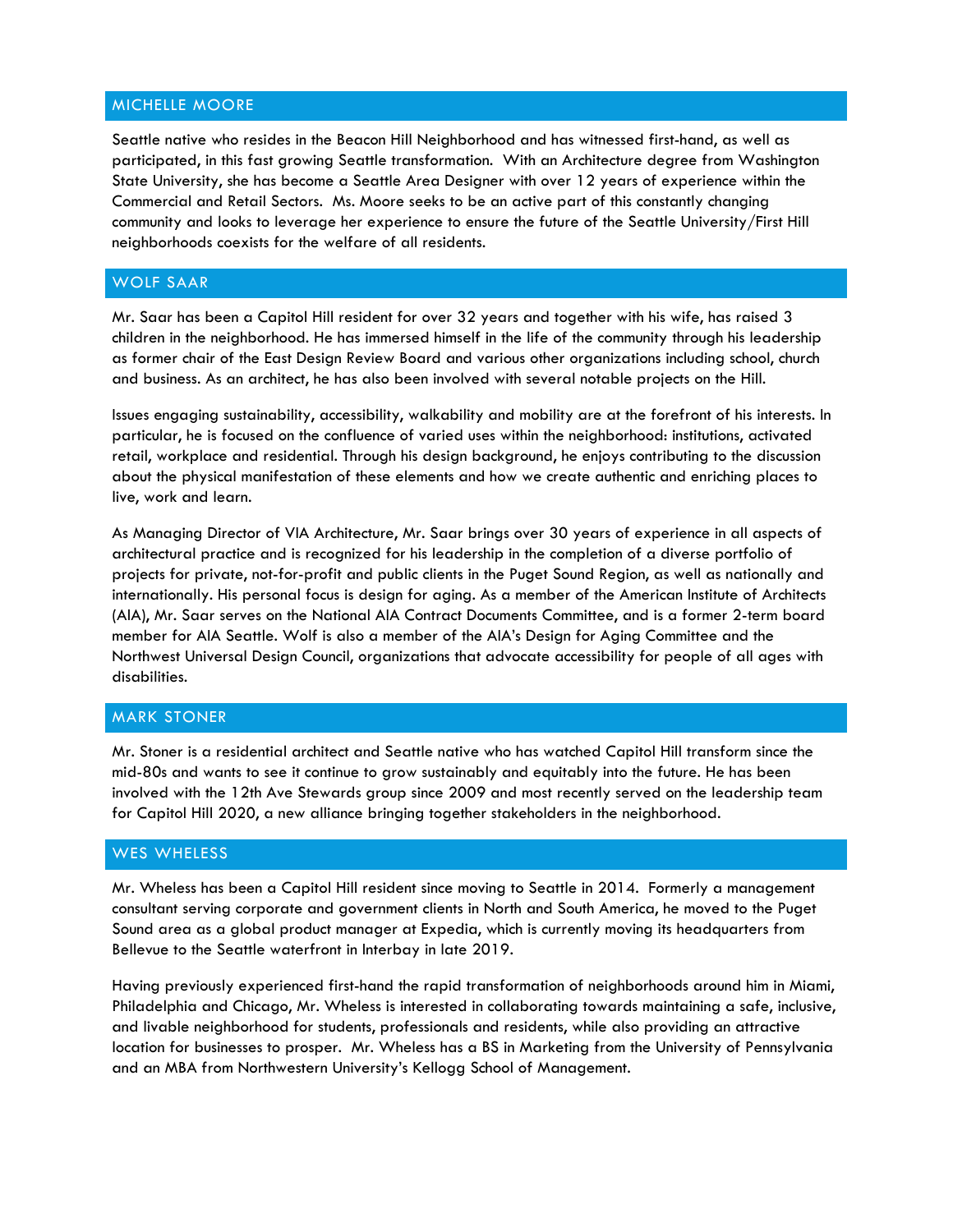## MICHELLE MOORE

Seattle native who resides in the Beacon Hill Neighborhood and has witnessed first-hand, as well as participated, in this fast growing Seattle transformation. With an Architecture degree from Washington State University, she has become a Seattle Area Designer with over 12 years of experience within the Commercial and Retail Sectors. Ms. Moore seeks to be an active part of this constantly changing community and looks to leverage her experience to ensure the future of the Seattle University/First Hill neighborhoods coexists for the welfare of all residents.

## WOLF SAAR

Mr. Saar has been a Capitol Hill resident for over 32 years and together with his wife, has raised 3 children in the neighborhood. He has immersed himself in the life of the community through his leadership as former chair of the East Design Review Board and various other organizations including school, church and business. As an architect, he has also been involved with several notable projects on the Hill.

Issues engaging sustainability, accessibility, walkability and mobility are at the forefront of his interests. In particular, he is focused on the confluence of varied uses within the neighborhood: institutions, activated retail, workplace and residential. Through his design background, he enjoys contributing to the discussion about the physical manifestation of these elements and how we create authentic and enriching places to live, work and learn.

As Managing Director of VIA Architecture, Mr. Saar brings over 30 years of experience in all aspects of architectural practice and is recognized for his leadership in the completion of a diverse portfolio of projects for private, not-for-profit and public clients in the Puget Sound Region, as well as nationally and internationally. His personal focus is design for aging. As a member of the American Institute of Architects (AIA), Mr. Saar serves on the National AIA Contract Documents Committee, and is a former 2-term board member for AIA Seattle. Wolf is also a member of the AIA's Design for Aging Committee and the Northwest Universal Design Council, organizations that advocate accessibility for people of all ages with disabilities.

## MARK STONER

Mr. Stoner is a residential architect and Seattle native who has watched Capitol Hill transform since the mid-80s and wants to see it continue to grow sustainably and equitably into the future. He has been involved with the 12th Ave Stewards group since 2009 and most recently served on the leadership team for Capitol Hill 2020, a new alliance bringing together stakeholders in the neighborhood.

## WES WHELESS

Mr. Wheless has been a Capitol Hill resident since moving to Seattle in 2014. Formerly a management consultant serving corporate and government clients in North and South America, he moved to the Puget Sound area as a global product manager at Expedia, which is currently moving its headquarters from Bellevue to the Seattle waterfront in Interbay in late 2019.

Having previously experienced first-hand the rapid transformation of neighborhoods around him in Miami, Philadelphia and Chicago, Mr. Wheless is interested in collaborating towards maintaining a safe, inclusive, and livable neighborhood for students, professionals and residents, while also providing an attractive location for businesses to prosper. Mr. Wheless has a BS in Marketing from the University of Pennsylvania and an MBA from Northwestern University's Kellogg School of Management.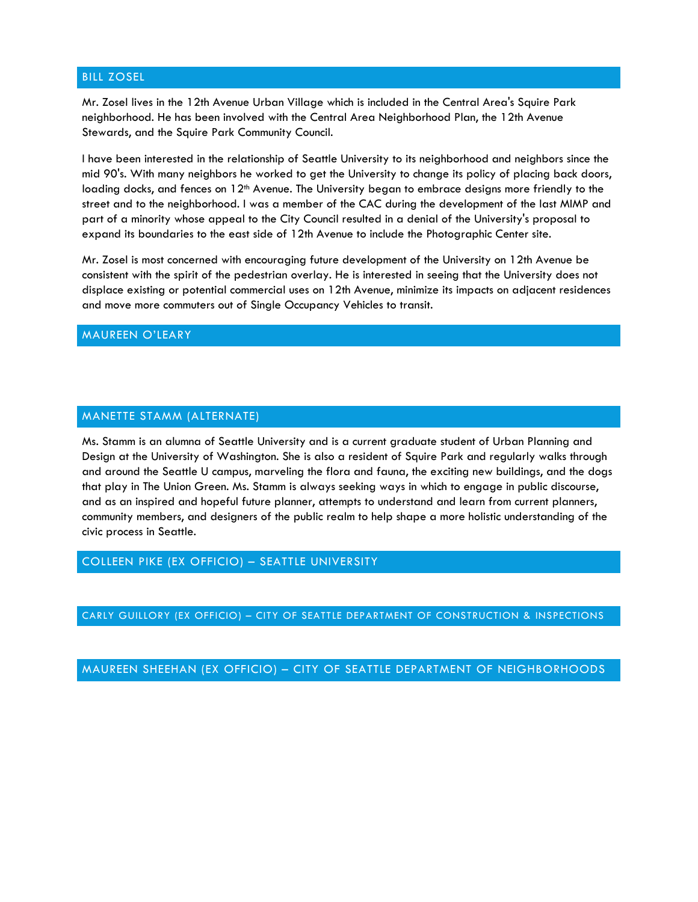## BILL ZOSEL

Mr. Zosel lives in the 12th Avenue Urban Village which is included in the Central Area's Squire Park neighborhood. He has been involved with the Central Area Neighborhood Plan, the 12th Avenue Stewards, and the Squire Park Community Council.

I have been interested in the relationship of Seattle University to its neighborhood and neighbors since the mid 90's. With many neighbors he worked to get the University to change its policy of placing back doors, loading docks, and fences on 12th Avenue. The University began to embrace designs more friendly to the street and to the neighborhood. I was a member of the CAC during the development of the last MIMP and part of a minority whose appeal to the City Council resulted in a denial of the University's proposal to expand its boundaries to the east side of 12th Avenue to include the Photographic Center site.

Mr. Zosel is most concerned with encouraging future development of the University on 12th Avenue be consistent with the spirit of the pedestrian overlay. He is interested in seeing that the University does not displace existing or potential commercial uses on 12th Avenue, minimize its impacts on adjacent residences and move more commuters out of Single Occupancy Vehicles to transit.

## MAUREEN O'LEARY

## MANETTE STAMM (ALTERNATE)

Ms. Stamm is an alumna of Seattle University and is a current graduate student of Urban Planning and Design at the University of Washington. She is also a resident of Squire Park and regularly walks through and around the Seattle U campus, marveling the flora and fauna, the exciting new buildings, and the dogs that play in The Union Green. Ms. Stamm is always seeking ways in which to engage in public discourse, and as an inspired and hopeful future planner, attempts to understand and learn from current planners, community members, and designers of the public realm to help shape a more holistic understanding of the civic process in Seattle.

## COLLEEN PIKE (EX OFFICIO) – SEATTLE UNIVERSITY

## CARLY GUILLORY (EX OFFICIO) – CITY OF SEATTLE DEPARTMENT OF CONSTRUCTION & INSPECTIONS

## MAUREEN SHEEHAN (EX OFFICIO) – CITY OF SEATTLE DEPARTMENT OF NEIGHBORHOODS